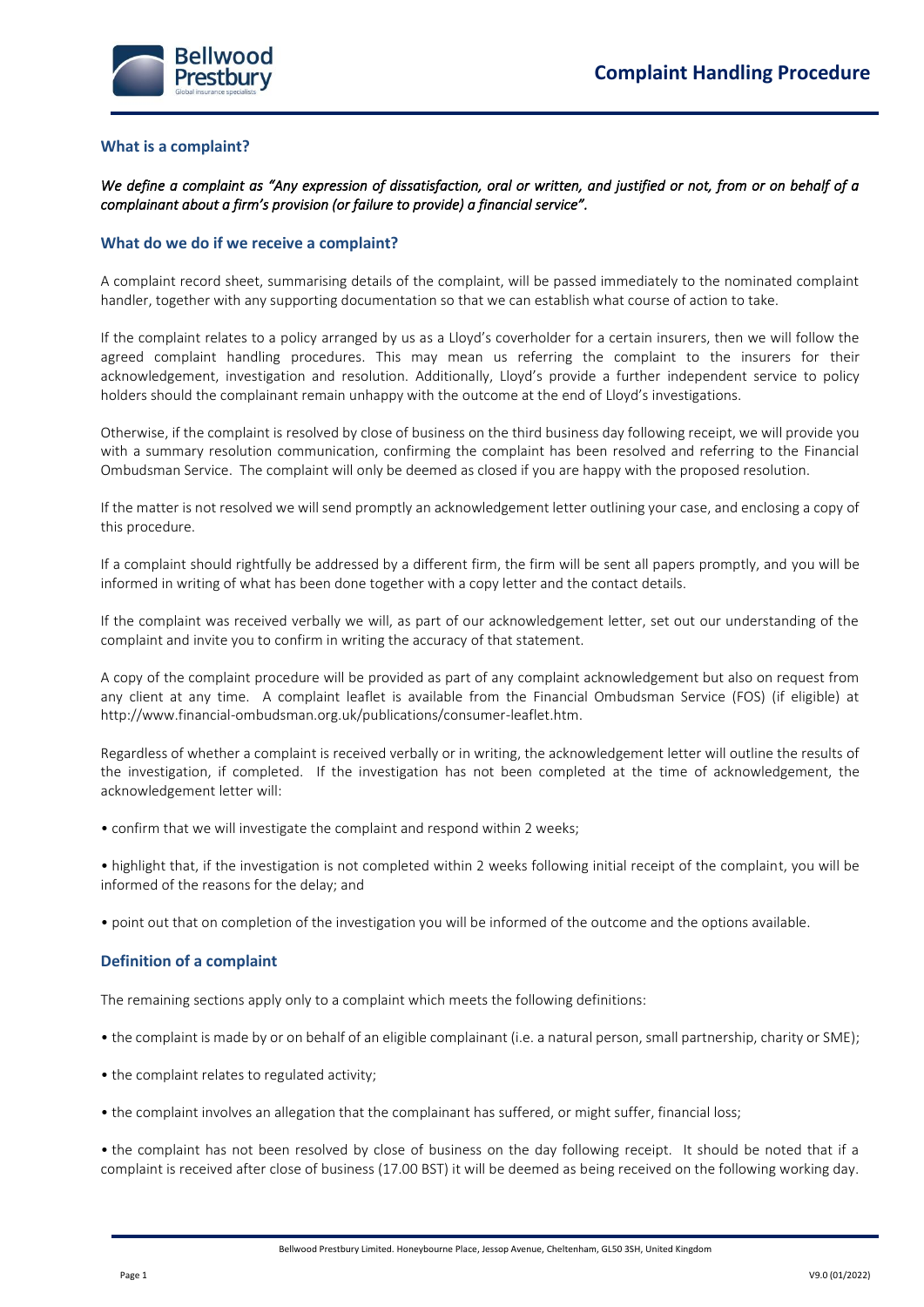# Complaint Handling Procedure

## What is a complaint?

*We define a complaint as "Any expression of dissatisfaction, oral or written, and justified or not, from or on behalf of a complainant about a firm's provision (or failure to provide) a financial service".*

## What do we do if we receive a complaint?

A complaint record sheet, summarising details of the complaint, will be passed immediately to the nominated complaint handler, together with any supporting documentation so that we can establish what course of action to take.

If the complaint relates to a policy arranged by us as a Lloyd's coverholder for a certain insurers, then we will follow the agreed complaint handling procedures. This may mean us referring the complaint to the insurers for their acknowledgement, investigation and resolution. Additionally, Lloyd's provide a further independent service to policy holders should the complainant remain unhappy with the outcome at the end of Lloyd's investigations.

Otherwise, if the complaint is resolved by close of business on the third business day following receipt, we will provide you with a summary resolution communication, confirming the complaint has been resolved and referring to the Financial Ombudsman Service. The complaint will only be deemed as closed if you are happy with the proposed resolution.

If the matter is not resolved we will send promptly an acknowledgement letter outlining your case, and enclosing a copy of this procedure.

If a complaint should rightfully be addressed by a different firm, the firm will be sent all papers promptly, and you will be informed in writing of what has been done together with a copy letter and the contact details.

If the complaint was received verbally we will, as part of our acknowledgement letter, set out our understanding of the complaint and invite you to confirm in writing the accuracy of that statement.

A copy of the complaint procedure will be provided as part of any complaint acknowledgement but also on request from any client at any time. A complaint leaflet is available from the Financial Ombudsman Service (FOS) (if eligible) at http://www.financial-ombudsman.org.uk/publications/consumer-leaflet.htm.

Regardless of whether a complaint is received verbally or in writing, the acknowledgement letter will outline the results of the investigation, if completed. If the investigation has not been completed at the time of acknowledgement, the acknowledgement letter will:

- confirm that we will investigate the complaint and respond within 2 weeks;
- highlight that, if the investigation is not completed within 2 weeks following initial receipt of the complaint, you will be informed of the reasons for the delay; and
- point out that on completion of the investigation you will be informed of the outcome and the options available.

## Definition of a complaint

The remaining sections apply only to a complaint which meets the following definitions:

- the complaint is made by or on behalf of an eligible complainant (i.e. a natural person, small partnership, charity or SME);
- the complaint relates to regulated activity;
- the complaint involves an allegation that the complainant has suffered, or might suffer, financial loss;
- the complaint has not been resolved by close of business on the day following receipt. It should be noted that if a complaint is received after close of business (17.00 BST) it will be deemed as being received on the following working day.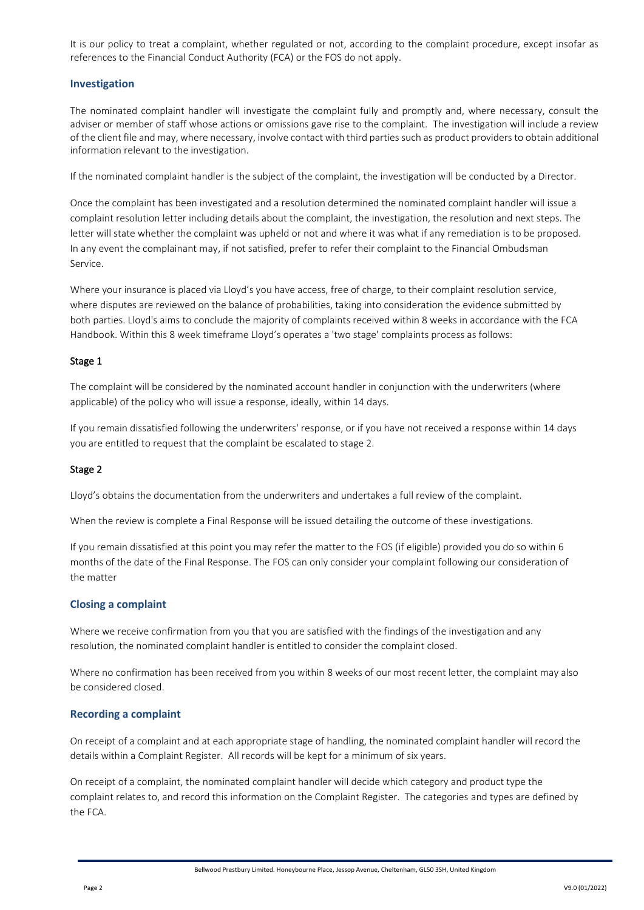It is our policy to treat a complaint, whether regulated or not, according to the complaint procedure, except insofar as references to the Financial Conduct Authority (FCA) or the FOS do not apply.

## Investigation

The nominated complaint handler will investigate the complaint fully and promptly and, where necessary, consult the adviser or member of staff whose actions or omissions gave rise to the complaint. The investigation will include a review of the client file and may, where necessary, involve contact with third parties such as product providers to obtain additional information relevant to the investigation.

If the nominated complaint handler is the subject of the complaint, the investigation will be conducted by a Director.

Once the complaint has been investigated and a resolution determined the nominated complaint handler will issue a complaint resolution letter including details about the complaint, the investigation, the resolution and next steps. The letter will state whether the complaint was upheld or not and where it was what if any remediation is to be proposed. In any event the complainant may, if not satisfied, prefer to refer their complaint to the Financial Ombudsman Service.

Where your insurance is placed via Lloyd's you have access, free of charge, to their complaint resolution service, where disputes are reviewed on the balance of probabilities, taking into consideration the evidence submitted by both parties. Lloyd's aims to conclude the majority of complaints received within 8 weeks in accordance with the FCA Handbook. Within this 8 week timeframe Lloyd's operates a 'two stage' complaints process as follows:

### Stage 1

The complaint will be considered by the nominated account handler in conjunction with the underwriters (where applicable) of the policy who will issue a response, ideally, within 14 days.

If you remain dissatisfied following the underwriters' response, or if you have not received a response within 14 days you are entitled to request that the complaint be escalated to stage 2.

### Stage 2

Lloyd's obtains the documentation from the underwriters and undertakes a full review of the complaint.

When the review is complete a Final Response will be issued detailing the outcome of these investigations.

If you remain dissatisfied at this point you may refer the matter to the FOS (if eligible) provided you do so within 6 months of the date of the Final Response. The FOS can only consider your complaint following our consideration of the matter

## Closing a complaint

Where we receive confirmation from you that you are satisfied with the findings of the investigation and any resolution, the nominated complaint handler is entitled to consider the complaint closed.

Where no confirmation has been received from you within 8 weeks of our most recent letter, the complaint may also be considered closed.

## Recording a complaint

On receipt of a complaint and at each appropriate stage of handling, the nominated complaint handler will record the details within a Complaint Register. All records will be kept for a minimum of six years.

On receipt of a complaint, the nominated complaint handler will decide which category and product type the complaint relates to, and record this information on the Complaint Register. The categories and types are defined by the FCA.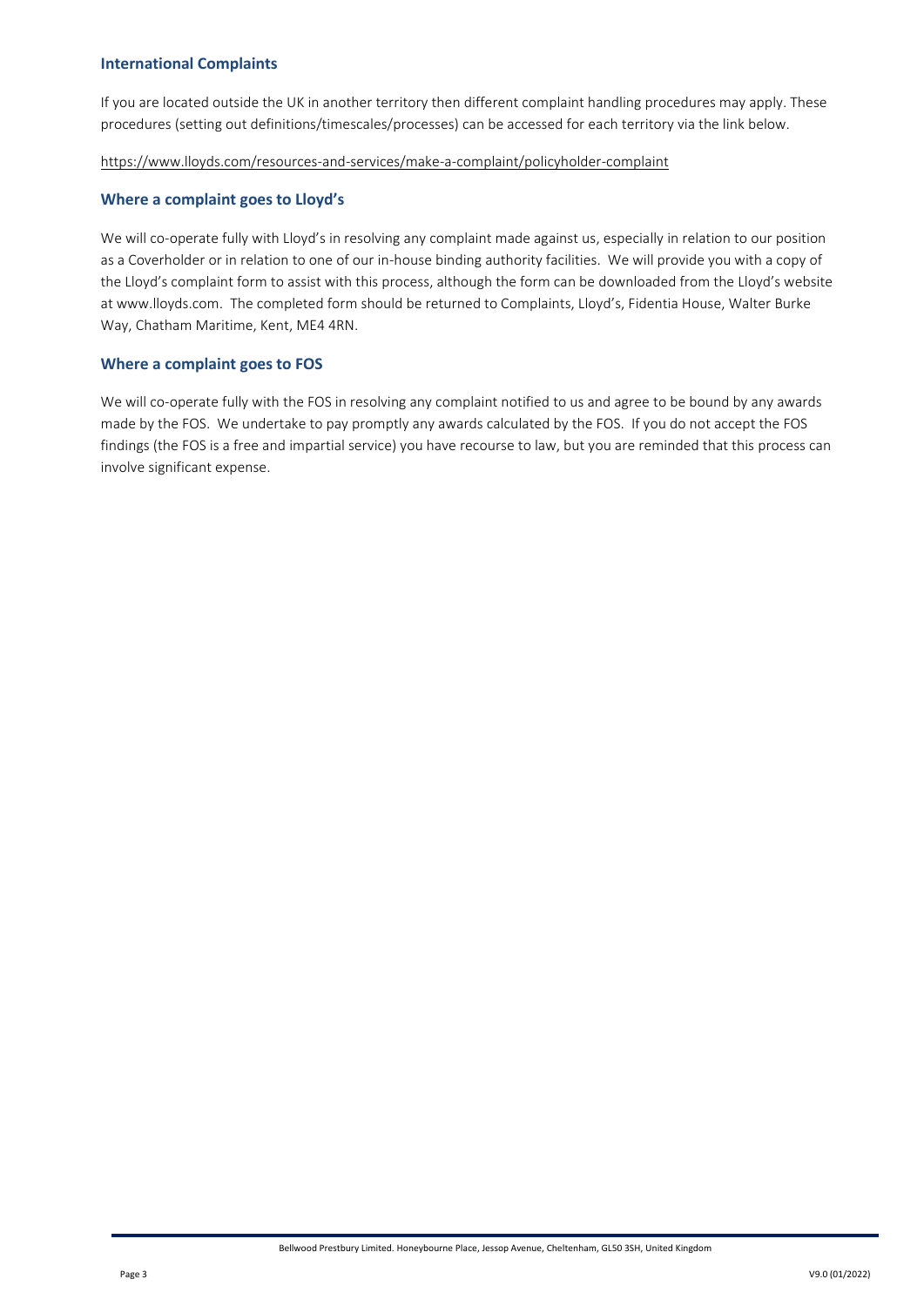## International Complaints

If you are located outside the UK in another territory then different complaint handling procedures may apply. These procedures (setting out definitions/timescales/processes) can be accessed for each territory via the link below.

https://www.lloyds.com/resources-and-services/make-a-complaint/policyholder-complaint

## Where a complaint goes to Lloyd's

We will co-operate fully with Lloyd's in resolving any complaint made against us, especially in relation to our position as a Coverholder or in relation to one of our in-house binding authority facilities. We will provide you with a copy of the Lloyd's complaint form to assist with this process, although the form can be downloaded from the Lloyd's website at www.lloyds.com. The completed form should be returned to Complaints, Lloyd's, Fidentia House, Walter Burke Way, Chatham Maritime, Kent, ME4 4RN.

## Where a complaint goes to FOS

We will co-operate fully with the FOS in resolving any complaint notified to us and agree to be bound by any awards made by the FOS. We undertake to pay promptly any awards calculated by the FOS. If you do not accept the FOS findings (the FOS is a free and impartial service) you have recourse to law, but you are reminded that this process can involve significant expense.